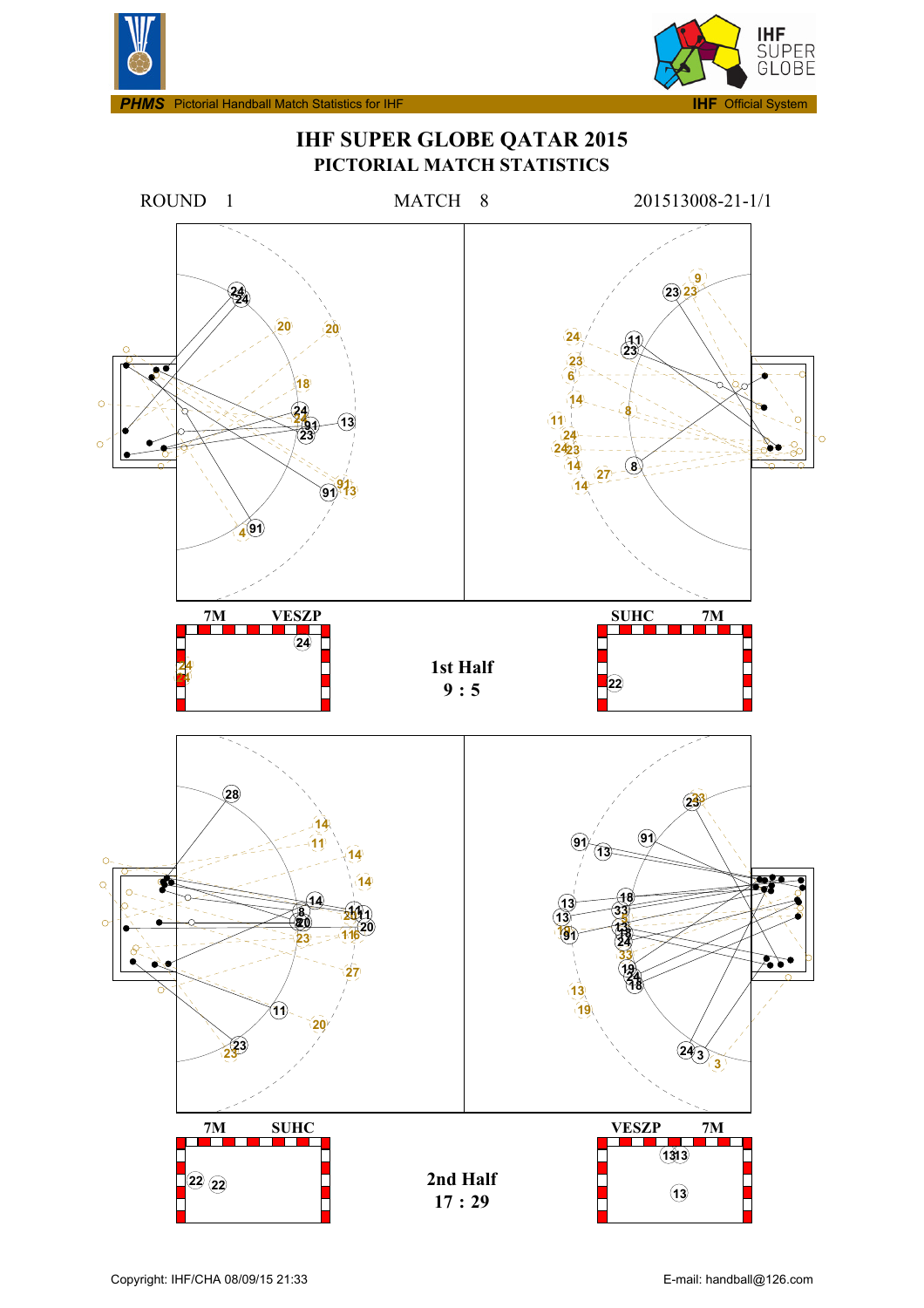PHMS Pictorial Handball Match Statistics for IHF — IHF Official System

# IHF SUPER GLOBE QATAR 2015

## PICTORIAL MATCH STATISTICS

ROUND 1 MATCH 8 201513008-21-1/1

7M VESZP

1st Half
9 : 5

SUHC 7M

7M SUHC

2nd Half
17 : 29

VESZP 7M

Copyright: IHF/CHA 08/09/15 21:33

E-mail: handball@126.com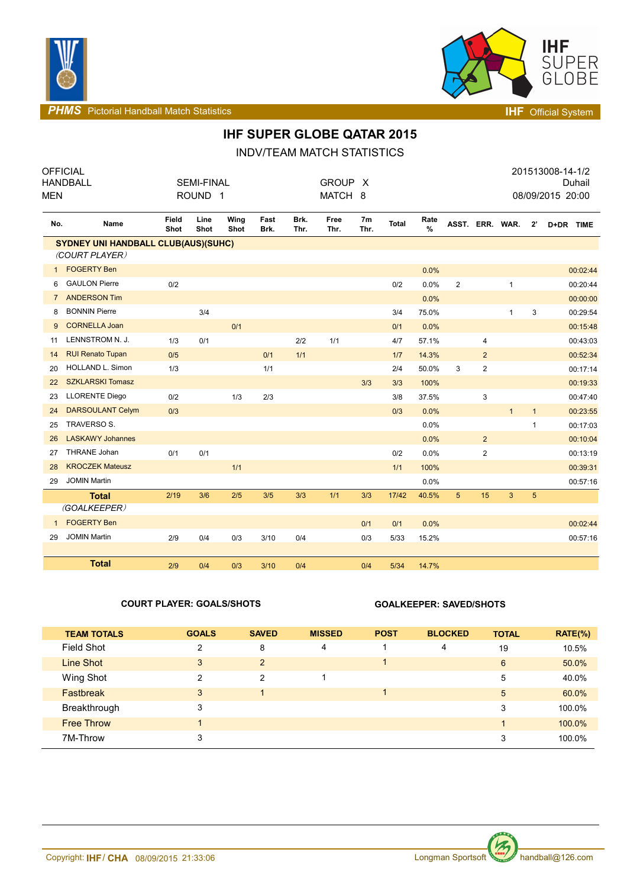PHMS Pictorial Handball Match Statistics — IHF Official System

# IHF SUPER GLOBE QATAR 2015

## INDV/TEAM MATCH STATISTICS

| OFFICIAL<br>HANDBALL<br>MEN | SEMI-FINAL<br>ROUND 1 | GROUP X<br>MATCH 8 | 201513008-14-1/2<br>Duhail<br>08/09/2015 20:00 |
|---|---|---|---|

| No. | Name | Field Shot | Line Shot | Wing Shot | Fast Brk. | Brk. Thr. | Free Thr. | 7m Thr. | Total | Rate % | ASST. | ERR. | WAR. | 2' | D+DR | TIME |
|---|---|---|---|---|---|---|---|---|---|---|---|---|---|---|---|---|
| **SYDNEY UNI HANDBALL CLUB(AUS)(SUHC)** | | | | | | | | | | | | | | | | |
| *(COURT PLAYER)* | | | | | | | | | | | | | | | | |
| 1 | FOGERTY Ben | | | | | | | | | 0.0% | | | | | | 00:02:44 |
| 6 | GAULON Pierre | 0/2 | | | | | | | 0/2 | 0.0% | 2 | | 1 | | | 00:20:44 |
| 7 | ANDERSON Tim | | | | | | | | | 0.0% | | | | | | 00:00:00 |
| 8 | BONNIN Pierre | | 3/4 | | | | | | 3/4 | 75.0% | | | 1 | 3 | | 00:29:54 |
| 9 | CORNELLA Joan | | | 0/1 | | | | | 0/1 | 0.0% | | | | | | 00:15:48 |
| 11 | LENNSTROM N. J. | 1/3 | 0/1 | | | 2/2 | 1/1 | | 4/7 | 57.1% | | 4 | | | | 00:43:03 |
| 14 | RUI Renato Tupan | 0/5 | | | 0/1 | 1/1 | | | 1/7 | 14.3% | | 2 | | | | 00:52:34 |
| 20 | HOLLAND L. Simon | 1/3 | | | 1/1 | | | | 2/4 | 50.0% | 3 | 2 | | | | 00:17:14 |
| 22 | SZKLARSKI Tomasz | | | | | | | 3/3 | 3/3 | 100% | | | | | | 00:19:33 |
| 23 | LLORENTE Diego | 0/2 | | 1/3 | 2/3 | | | | 3/8 | 37.5% | | 3 | | | | 00:47:40 |
| 24 | DARSOULANT Celym | 0/3 | | | | | | | 0/3 | 0.0% | | | 1 | 1 | | 00:23:55 |
| 25 | TRAVERSO S. | | | | | | | | | 0.0% | | | | 1 | | 00:17:03 |
| 26 | LASKAWY Johannes | | | | | | | | | 0.0% | | 2 | | | | 00:10:04 |
| 27 | THRANE Johan | 0/1 | 0/1 | | | | | | 0/2 | 0.0% | | 2 | | | | 00:13:19 |
| 28 | KROCZEK Mateusz | | | 1/1 | | | | | 1/1 | 100% | | | | | | 00:39:31 |
| 29 | JOMIN Martin | | | | | | | | | 0.0% | | | | | | 00:57:16 |
| | **Total** | 2/19 | 3/6 | 2/5 | 3/5 | 3/3 | 1/1 | 3/3 | 17/42 | 40.5% | 5 | 15 | 3 | 5 | | |
| *(GOALKEEPER)* | | | | | | | | | | | | | | | | |
| 1 | FOGERTY Ben | | | | | | | 0/1 | 0/1 | 0.0% | | | | | | 00:02:44 |
| 29 | JOMIN Martin | 2/9 | 0/4 | 0/3 | 3/10 | 0/4 | | 0/3 | 5/33 | 15.2% | | | | | | 00:57:16 |
| | **Total** | 2/9 | 0/4 | 0/3 | 3/10 | 0/4 | | 0/4 | 5/34 | 14.7% | | | | | | |

**COURT PLAYER: GOALS/SHOTS** **GOALKEEPER: SAVED/SHOTS**

| TEAM TOTALS | GOALS | SAVED | MISSED | POST | BLOCKED | TOTAL | RATE(%) |
|---|---|---|---|---|---|---|---|
| Field Shot | 2 | 8 | 4 | 1 | 4 | 19 | 10.5% |
| Line Shot | 3 | 2 | | 1 | | 6 | 50.0% |
| Wing Shot | 2 | 2 | 1 | | | 5 | 40.0% |
| Fastbreak | 3 | 1 | | 1 | | 5 | 60.0% |
| Breakthrough | 3 | | | | | 3 | 100.0% |
| Free Throw | 1 | | | | | 1 | 100.0% |
| 7M-Throw | 3 | | | | | 3 | 100.0% |

Copyright: IHF / CHA 08/09/2015 21:33:06 Longman Sportsoft handball@126.com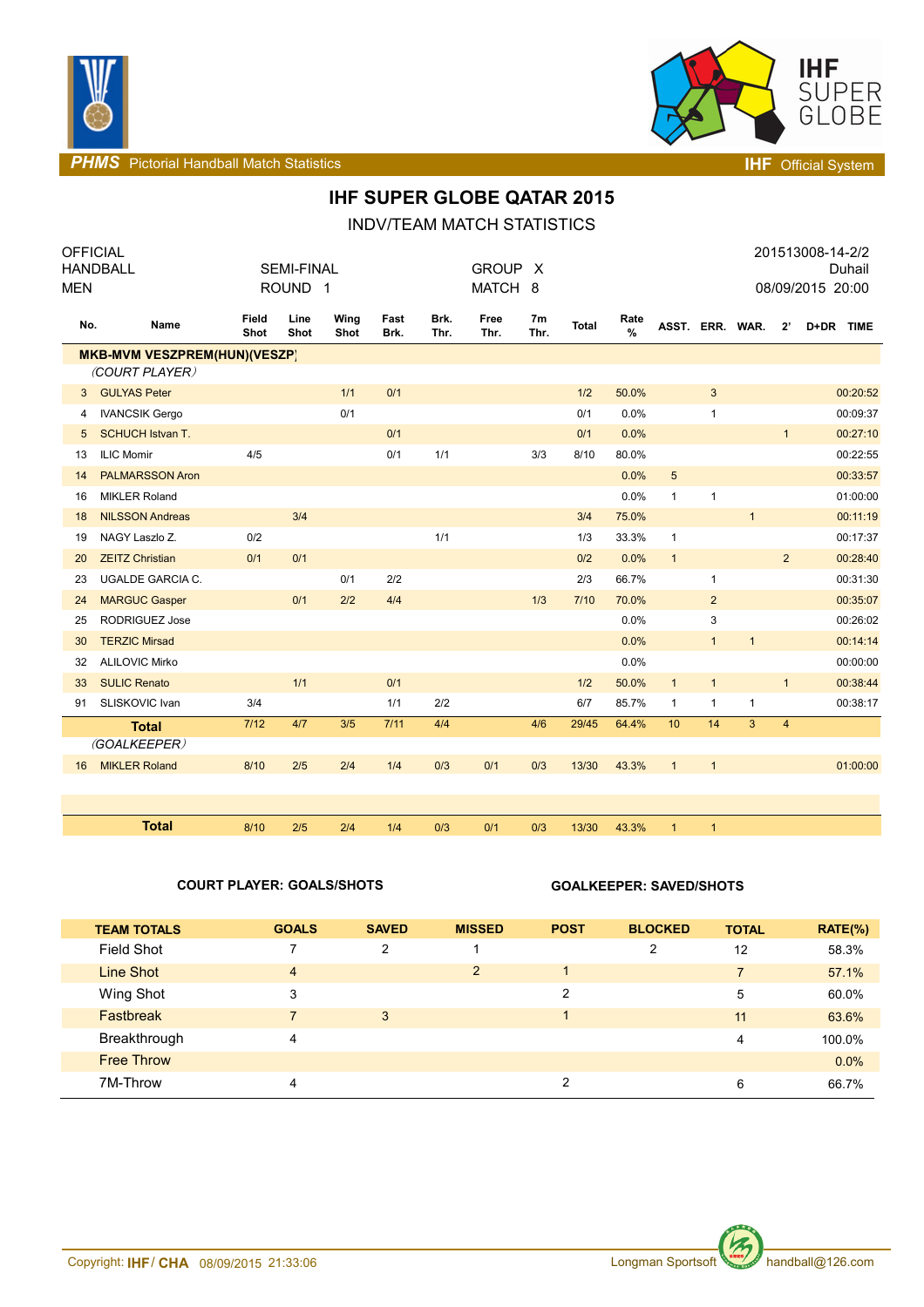PHMS Pictorial Handball Match Statistics

IHF Official System

# IHF SUPER GLOBE QATAR 2015

## INDV/TEAM MATCH STATISTICS

OFFICIAL
HANDBALL
MEN

SEMI-FINAL
ROUND 1

GROUP X
MATCH 8

201513008-14-2/2
Duhail
08/09/2015 20:00

| No. | Name | Field Shot | Line Shot | Wing Shot | Fast Brk. | Brk. Thr. | Free Thr. | 7m Thr. | Total | Rate % | ASST. | ERR. | WAR. | 2' | D+DR | TIME |
|---|---|---|---|---|---|---|---|---|---|---|---|---|---|---|---|---|
| | **MKB-MVM VESZPREM(HUN)(VESZP)** | | | | | | | | | | | | | | | |
| | *(COURT PLAYER)* | | | | | | | | | | | | | | | |
| 3 | GULYAS Peter | | | 1/1 | 0/1 | | | | 1/2 | 50.0% | | 3 | | | | 00:20:52 |
| 4 | IVANCSIK Gergo | | | 0/1 | | | | | 0/1 | 0.0% | | 1 | | | | 00:09:37 |
| 5 | SCHUCH Istvan T. | | | | 0/1 | | | | 0/1 | 0.0% | | | | 1 | | 00:27:10 |
| 13 | ILIC Momir | 4/5 | | | 0/1 | 1/1 | | 3/3 | 8/10 | 80.0% | | | | | | 00:22:55 |
| 14 | PALMARSSON Aron | | | | | | | | | 0.0% | 5 | | | | | 00:33:57 |
| 16 | MIKLER Roland | | | | | | | | | 0.0% | 1 | 1 | | | | 01:00:00 |
| 18 | NILSSON Andreas | | 3/4 | | | | | | 3/4 | 75.0% | | | 1 | | | 00:11:19 |
| 19 | NAGY Laszlo Z. | 0/2 | | | | 1/1 | | | 1/3 | 33.3% | 1 | | | | | 00:17:37 |
| 20 | ZEITZ Christian | 0/1 | 0/1 | | | | | | 0/2 | 0.0% | 1 | | | 2 | | 00:28:40 |
| 23 | UGALDE GARCIA C. | | | 0/1 | 2/2 | | | | 2/3 | 66.7% | | 1 | | | | 00:31:30 |
| 24 | MARGUC Gasper | | 0/1 | 2/2 | 4/4 | | | 1/3 | 7/10 | 70.0% | | 2 | | | | 00:35:07 |
| 25 | RODRIGUEZ Jose | | | | | | | | | 0.0% | | 3 | | | | 00:26:02 |
| 30 | TERZIC Mirsad | | | | | | | | | 0.0% | | 1 | 1 | | | 00:14:14 |
| 32 | ALILOVIC Mirko | | | | | | | | | 0.0% | | | | | | 00:00:00 |
| 33 | SULIC Renato | | 1/1 | | 0/1 | | | | 1/2 | 50.0% | 1 | 1 | | 1 | | 00:38:44 |
| 91 | SLISKOVIC Ivan | 3/4 | | | 1/1 | 2/2 | | | 6/7 | 85.7% | 1 | 1 | 1 | | | 00:38:17 |
| | **Total** | 7/12 | 4/7 | 3/5 | 7/11 | 4/4 | | 4/6 | 29/45 | 64.4% | 10 | 14 | 3 | 4 | | |
| | *(GOALKEEPER)* | | | | | | | | | | | | | | | |
| 16 | MIKLER Roland | 8/10 | 2/5 | 2/4 | 1/4 | 0/3 | 0/1 | 0/3 | 13/30 | 43.3% | 1 | 1 | | | | 01:00:00 |
| | **Total** | 8/10 | 2/5 | 2/4 | 1/4 | 0/3 | 0/1 | 0/3 | 13/30 | 43.3% | 1 | 1 | | | | |

**COURT PLAYER: GOALS/SHOTS**

**GOALKEEPER: SAVED/SHOTS**

| TEAM TOTALS | GOALS | SAVED | MISSED | POST | BLOCKED | TOTAL | RATE(%) |
|---|---|---|---|---|---|---|---|
| Field Shot | 7 | 2 | 1 | | 2 | 12 | 58.3% |
| Line Shot | 4 | | 2 | 1 | | 7 | 57.1% |
| Wing Shot | 3 | | | 2 | | 5 | 60.0% |
| Fastbreak | 7 | 3 | | 1 | | 11 | 63.6% |
| Breakthrough | 4 | | | | | 4 | 100.0% |
| Free Throw | | | | | | | 0.0% |
| 7M-Throw | 4 | | | 2 | | 6 | 66.7% |

Copyright: IHF / CHA 08/09/2015 21:33:06 Longman Sportsoft handball@126.com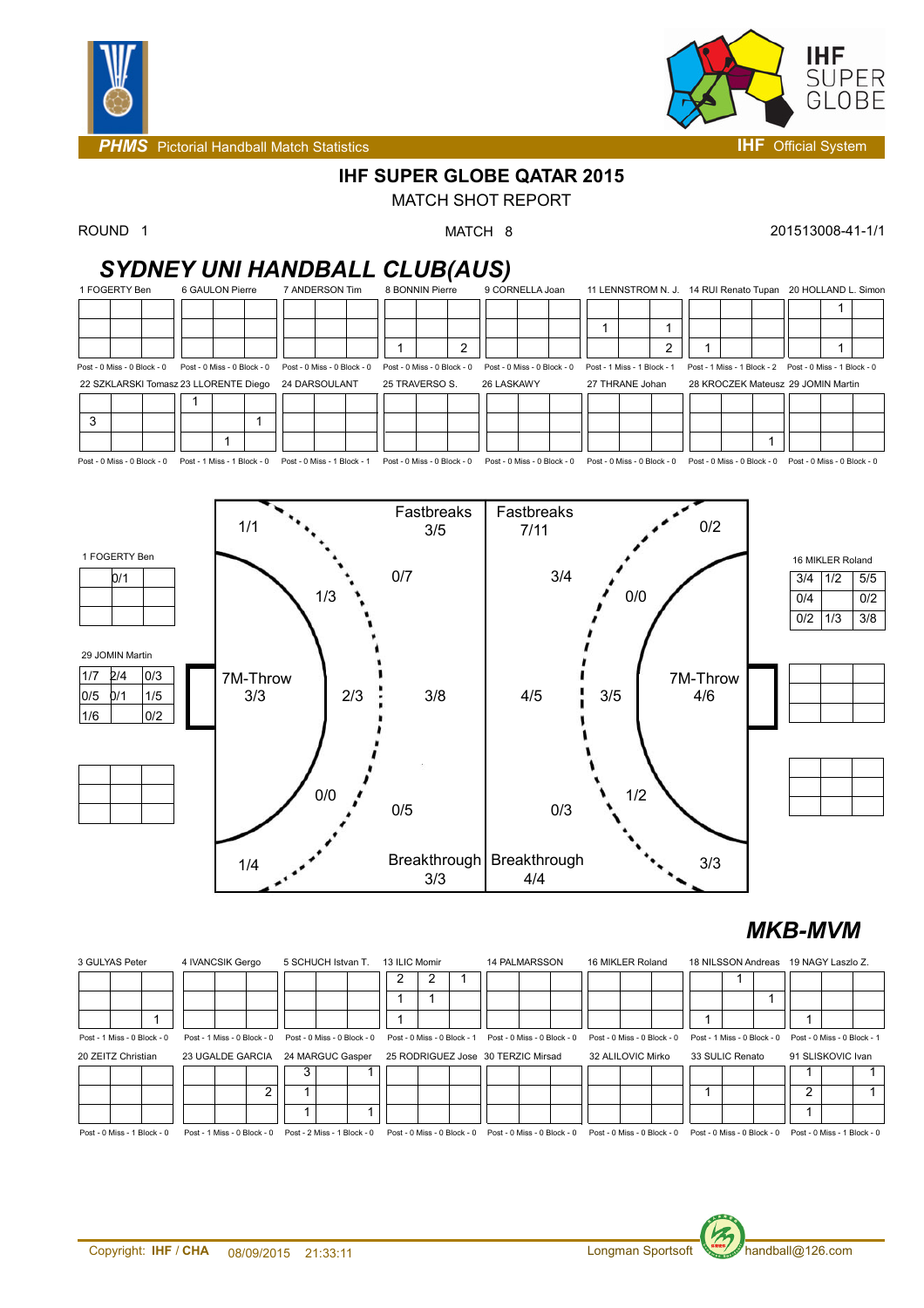PHMS Pictorial Handball Match Statistics

IHF Official System

## IHF SUPER GLOBE QATAR 2015

MATCH SHOT REPORT

ROUND 1 MATCH 8 201513008-41-1/1

## SYDNEY UNI HANDBALL CLUB(AUS)

1 FOGERTY Ben — Post - 0 Miss - 0 Block - 0

6 GAULON Pierre — Post - 0 Miss - 0 Block - 0

7 ANDERSON Tim — Post - 0 Miss - 0 Block - 0

8 BONNIN Pierre — Post - 0 Miss - 0 Block - 0

| | | |
|---|---|---|
| | | |
| | | |
| 1 | | 2 |

9 CORNELLA Joan — Post - 0 Miss - 0 Block - 0

11 LENNSTROM N. J. — Post - 1 Miss - 1 Block - 1

| | | |
|---|---|---|
| | | |
| 1 | | 1 |
| | | 2 |

14 RUI Renato Tupan — Post - 1 Miss - 1 Block - 2

| | | |
|---|---|---|
| | | |
| | | |
| 1 | | |

20 HOLLAND L. Simon — Post - 0 Miss - 1 Block - 0

| | | |
|---|---|---|
| | | 1 |
| | | |
| | | 1 |

22 SZKLARSKI Tomasz — Post - 0 Miss - 0 Block - 0

| | | |
|---|---|---|
| | | |
| 3 | | |
| | | |

23 LLORENTE Diego — Post - 1 Miss - 1 Block - 0

| | | |
|---|---|---|
| 1 | | |
| | | 1 |
| | 1 | |

24 DARSOULANT — Post - 0 Miss - 1 Block - 1

25 TRAVERSO S. — Post - 0 Miss - 0 Block - 0

26 LASKAWY — Post - 0 Miss - 0 Block - 0

27 THRANE Johan — Post - 0 Miss - 0 Block - 0

28 KROCZEK Mateusz — Post - 0 Miss - 0 Block - 0

| | | |
|---|---|---|
| | | |
| | | |
| | | 1 |

29 JOMIN Martin — Post - 0 Miss - 0 Block - 0

1/1
1/3
2/3
0/0
1/4
Fastbreaks 3/5
0/7
3/8
0/5
Breakthrough 3/3
7M-Throw 3/3

Fastbreaks 7/11
0/2
3/4
0/0
4/5
3/5
0/3
1/2
3/3
Breakthrough 4/4
7M-Throw 4/6

1 FOGERTY Ben

| | | |
|---|---|---|
| | 0/1 | |
| | | |
| | | |

29 JOMIN Martin

| | | |
|---|---|---|
| 1/7 | 2/4 | 0/3 |
| 0/5 | 0/1 | 1/5 |
| 1/6 | | 0/2 |

16 MIKLER Roland

| | | |
|---|---|---|
| 3/4 | 1/2 | 5/5 |
| 0/4 | | 0/2 |
| 0/2 | 1/3 | 3/8 |

## MKB-MVM

3 GULYAS Peter — Post - 1 Miss - 0 Block - 0

| | | |
|---|---|---|
| | | |
| | | |
| | | 1 |

4 IVANCSIK Gergo — Post - 1 Miss - 0 Block - 0

5 SCHUCH Istvan T. — Post - 0 Miss - 0 Block - 0

13 ILIC Momir — Post - 0 Miss - 0 Block - 1

| | | |
|---|---|---|
| 2 | 2 | 1 |
| 1 | 1 | |
| 1 | | |

14 PALMARSSON — Post - 0 Miss - 0 Block - 0

16 MIKLER Roland — Post - 0 Miss - 0 Block - 0

18 NILSSON Andreas — Post - 1 Miss - 0 Block - 0

| | | |
|---|---|---|
| | 1 | |
| | | 1 |
| 1 | | |

19 NAGY Laszlo Z. — Post - 0 Miss - 0 Block - 1

| | | |
|---|---|---|
| | | |
| | | |
| 1 | | |

20 ZEITZ Christian — Post - 0 Miss - 1 Block - 0

23 UGALDE GARCIA — Post - 1 Miss - 0 Block - 0

| | | |
|---|---|---|
| | | |
| | | 2 |
| | | |

24 MARGUC Gasper — Post - 2 Miss - 1 Block - 0

| | | |
|---|---|---|
| 3 | | 1 |
| 1 | | |
| 1 | | 1 |

25 RODRIGUEZ Jose — Post - 0 Miss - 0 Block - 0

30 TERZIC Mirsad — Post - 0 Miss - 0 Block - 0

32 ALILOVIC Mirko — Post - 0 Miss - 0 Block - 0

33 SULIC Renato — Post - 0 Miss - 0 Block - 0

| | | |
|---|---|---|
| | | |
| 1 | | |
| | | |

91 SLISKOVIC Ivan — Post - 0 Miss - 1 Block - 0

| | | |
|---|---|---|
| 1 | | 1 |
| 2 | | 1 |
| 1 | | |

Copyright: IHF / CHA 08/09/2015 21:33:11 Longman Sportsoft handball@126.com